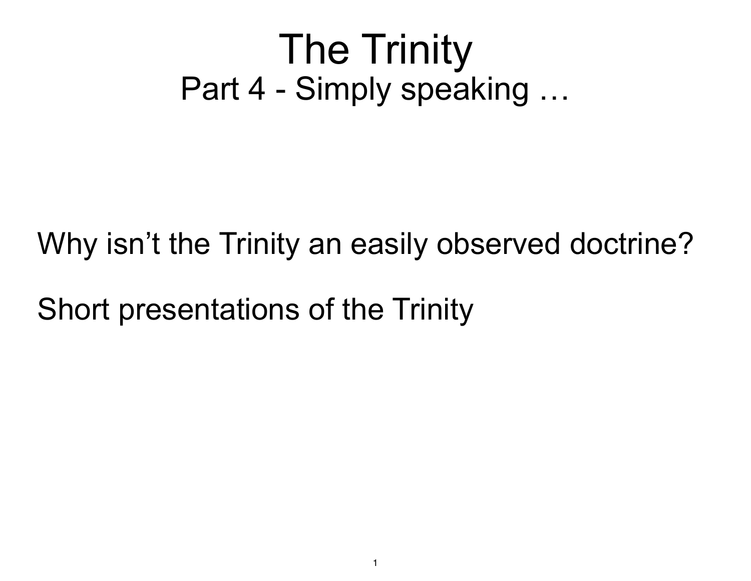# The Trinity

## Part 4 - Simply speaking …

Why isn't the Trinity an easily observed doctrine?

Short presentations of the Trinity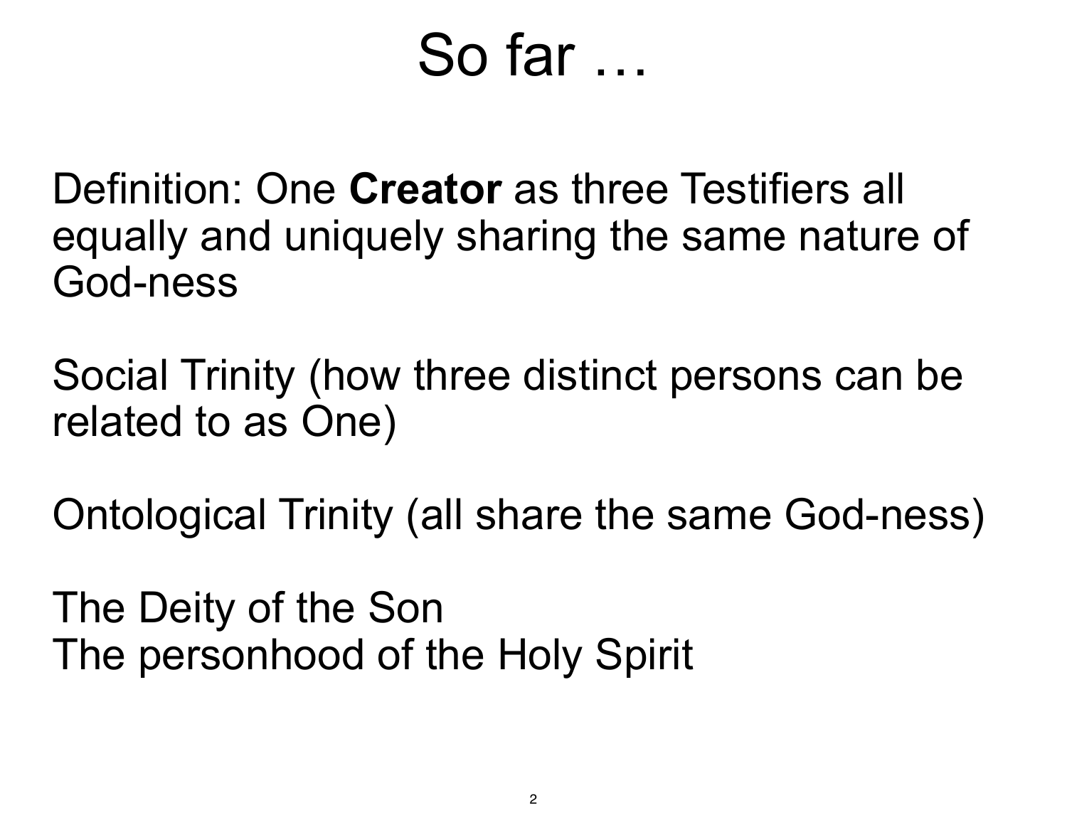# So far …

Definition: One **Creator** as three Testifiers all equally and uniquely sharing the same nature of God-ness

Social Trinity (how three distinct persons can be related to as One)

Ontological Trinity (all share the same God-ness)

The Deity of the Son
The personhood of the Holy Spirit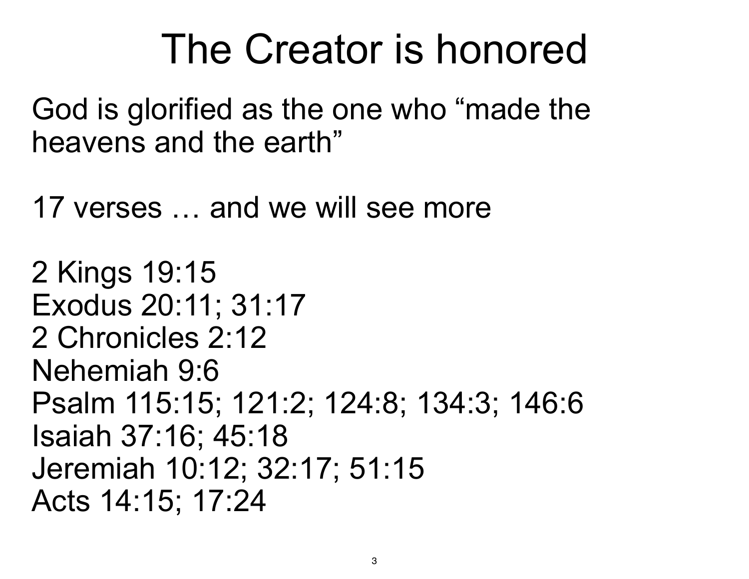# The Creator is honored

God is glorified as the one who “made the heavens and the earth”

17 verses … and we will see more

2 Kings 19:15
Exodus 20:11; 31:17
2 Chronicles 2:12
Nehemiah 9:6
Psalm 115:15; 121:2; 124:8; 134:3; 146:6
Isaiah 37:16; 45:18
Jeremiah 10:12; 32:17; 51:15
Acts 14:15; 17:24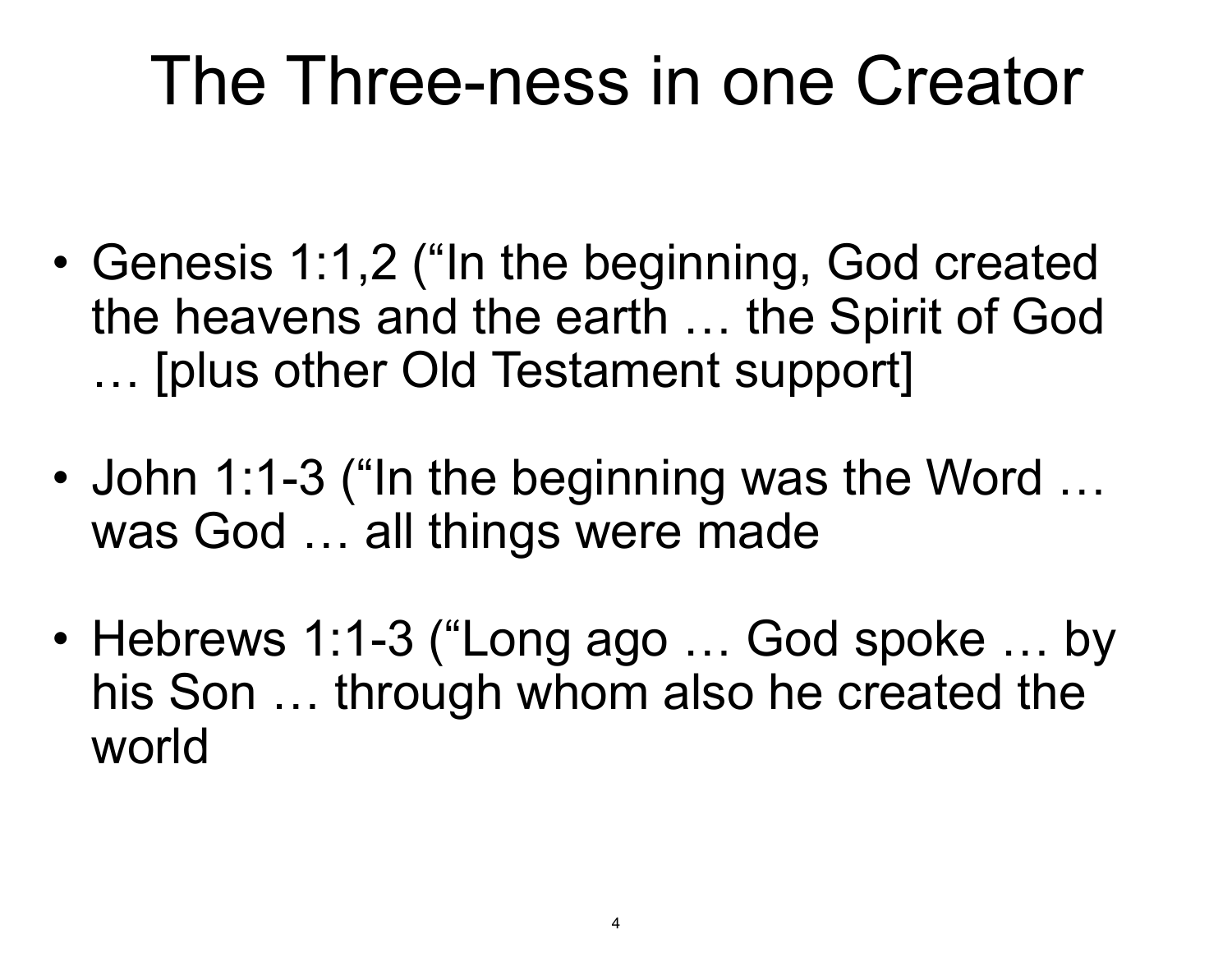# The Three-ness in one Creator

- Genesis 1:1,2 ("In the beginning, God created the heavens and the earth … the Spirit of God … [plus other Old Testament support]

- John 1:1-3 ("In the beginning was the Word … was God … all things were made

- Hebrews 1:1-3 ("Long ago … God spoke … by his Son … through whom also he created the world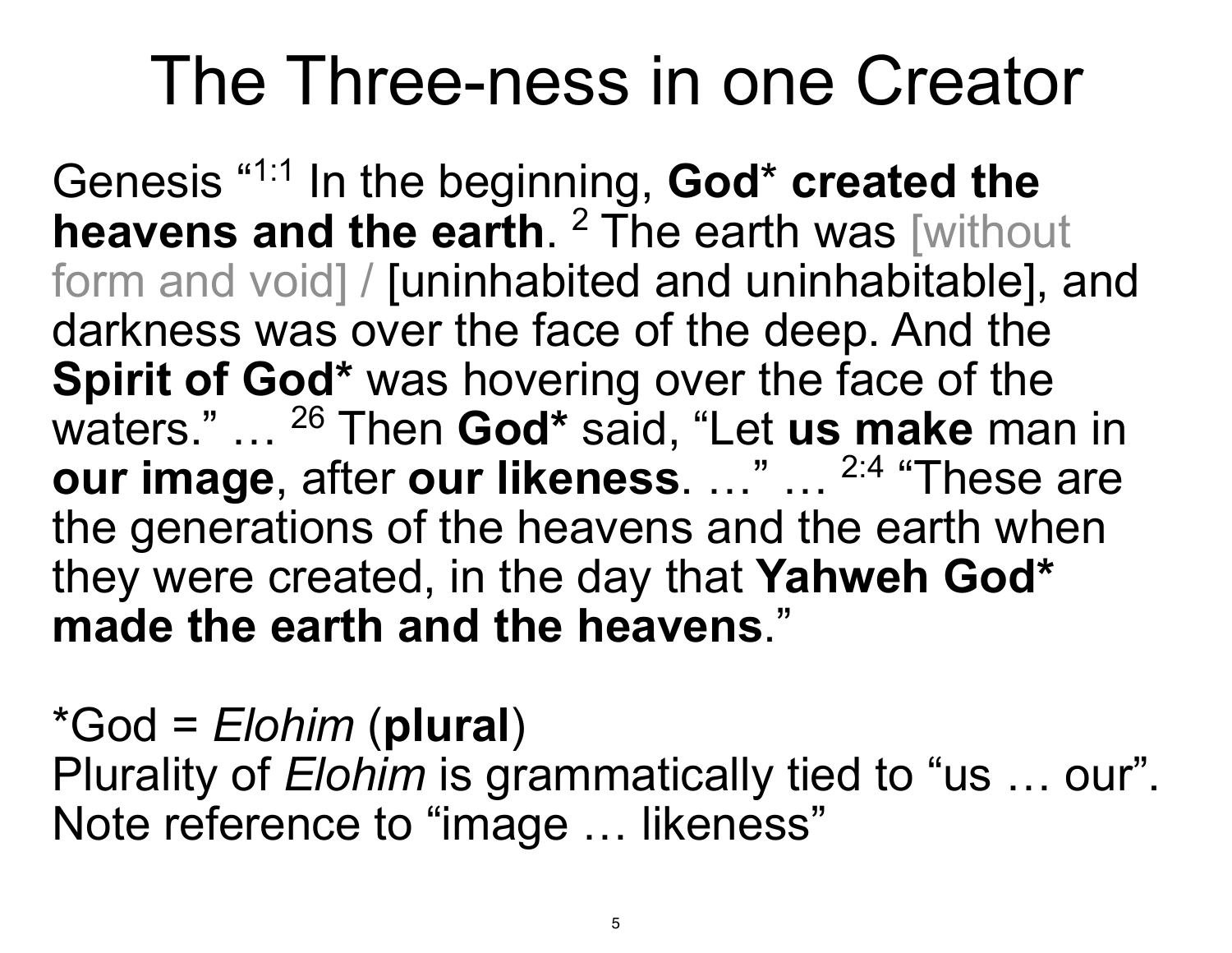# The Three-ness in one Creator

Genesis “[1:1] In the beginning, **God* created the heavens and the earth**. [2] The earth was [without form and void] / [uninhabited and uninhabitable], and darkness was over the face of the deep. And the **Spirit of God*** was hovering over the face of the waters.” … [26] Then **God*** said, “Let **us make** man in **our image**, after **our likeness**. …” … [2:4] “These are the generations of the heavens and the earth when they were created, in the day that **Yahweh God* made the earth and the heavens**.”

*God = *Elohim* (**plural**)
Plurality of *Elohim* is grammatically tied to “us … our”.
Note reference to “image … likeness”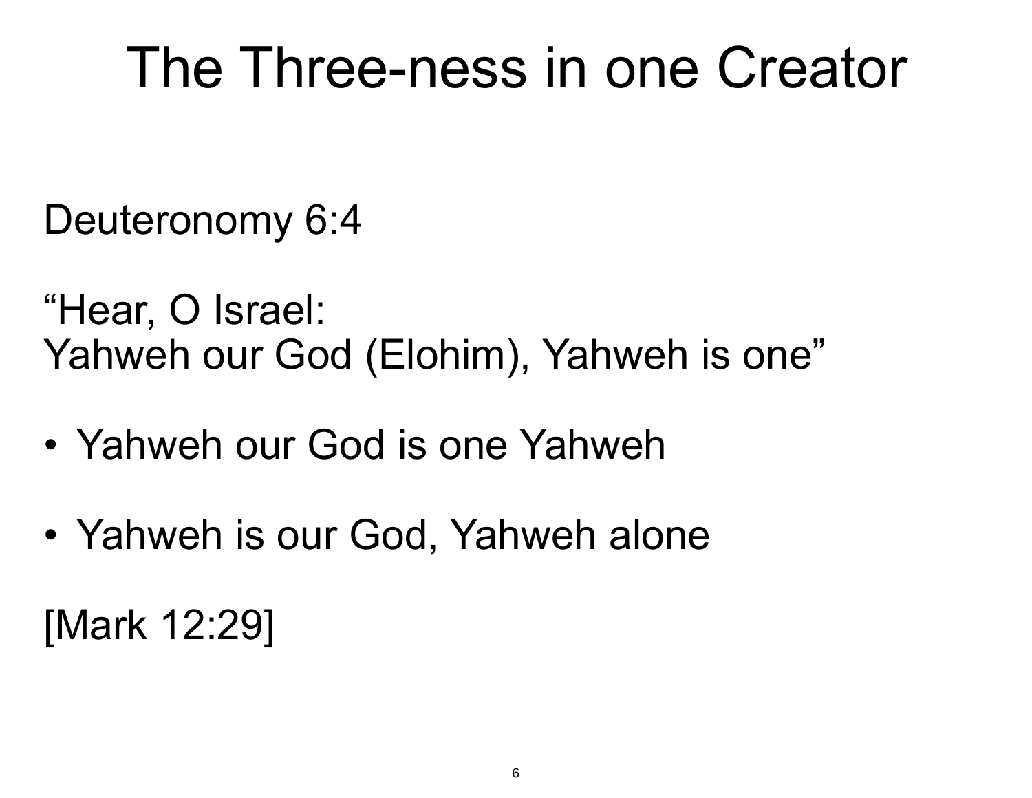# The Three-ness in one Creator

Deuteronomy 6:4

“Hear, O Israel:
Yahweh our God (Elohim), Yahweh is one”

- Yahweh our God is one Yahweh
- Yahweh is our God, Yahweh alone

[Mark 12:29]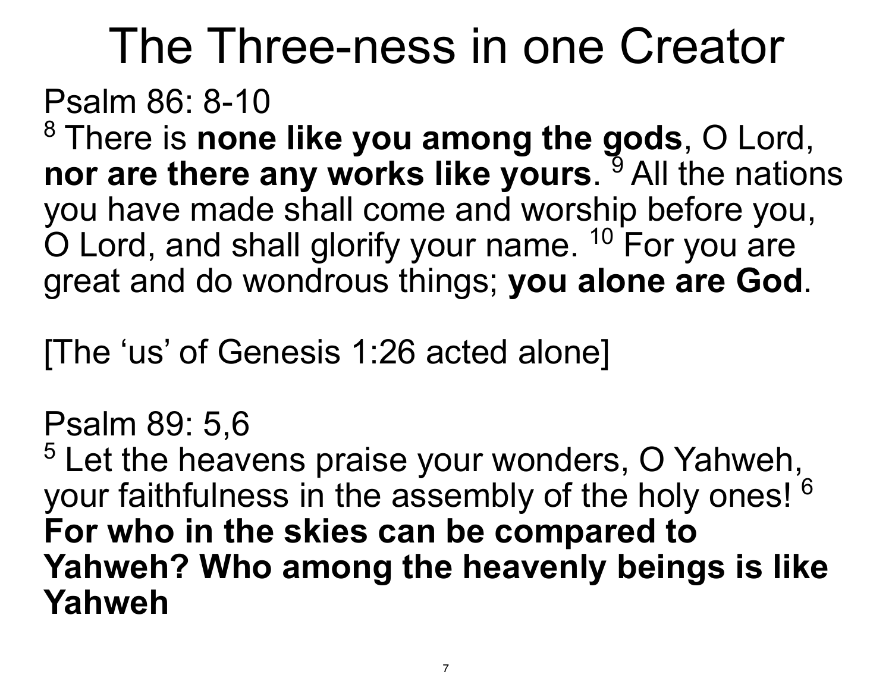# The Three-ness in one Creator

Psalm 86: 8-10

[8] There is **none like you among the gods**, O Lord, **nor are there any works like yours**. [9] All the nations you have made shall come and worship before you, O Lord, and shall glorify your name. [10] For you are great and do wondrous things; **you alone are God**.

[The 'us' of Genesis 1:26 acted alone]

Psalm 89: 5,6

[5] Let the heavens praise your wonders, O Yahweh, your faithfulness in the assembly of the holy ones! [6] **For who in the skies can be compared to Yahweh? Who among the heavenly beings is like Yahweh**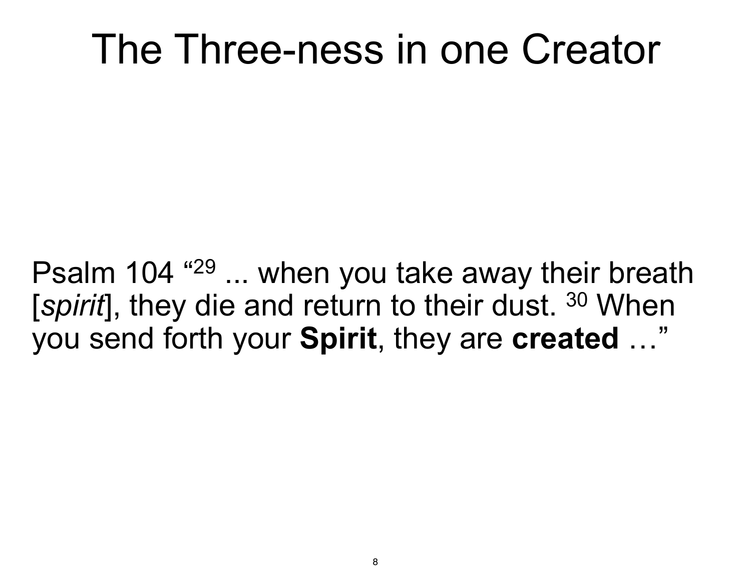# The Three-ness in one Creator

Psalm 104 "[29] ... when you take away their breath [*spirit*], they die and return to their dust. [30] When you send forth your **Spirit**, they are **created** …"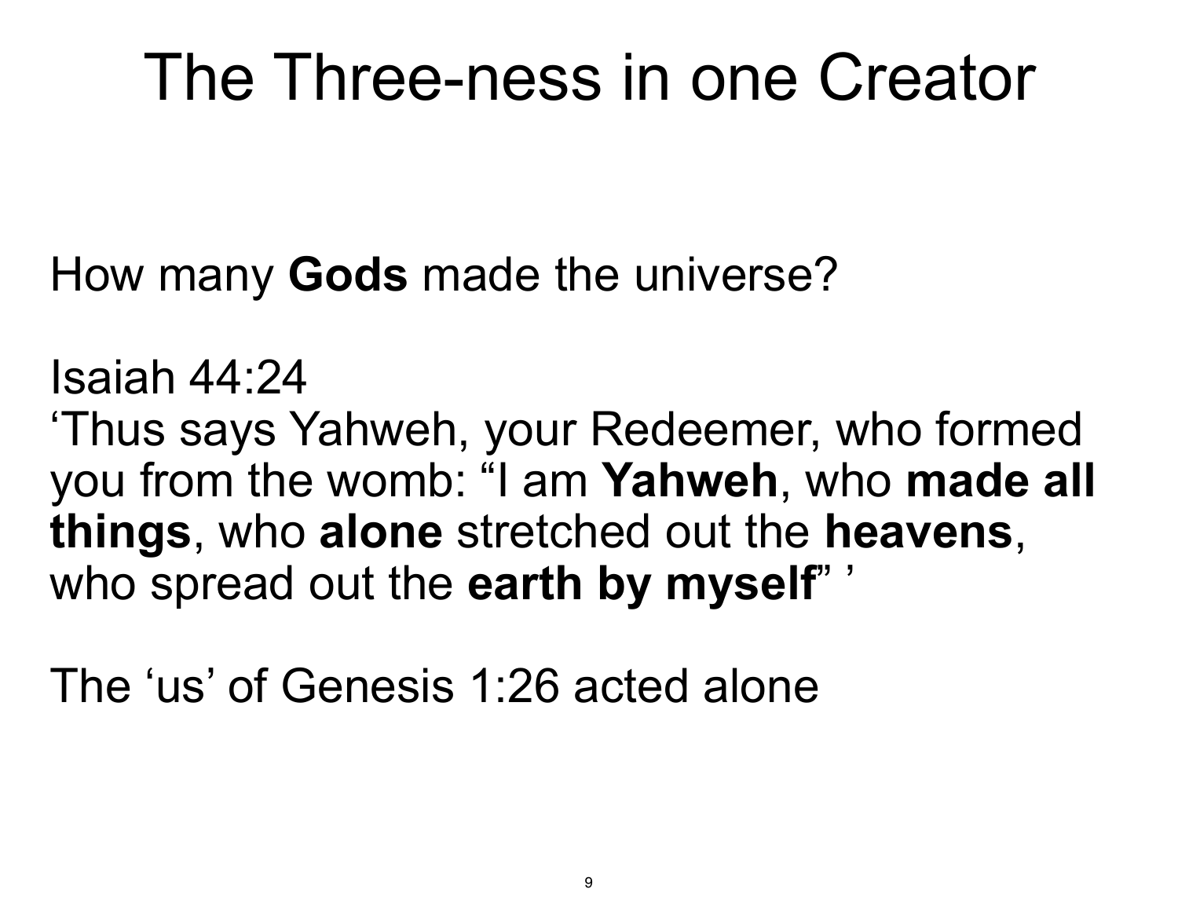# The Three-ness in one Creator

How many **Gods** made the universe?

Isaiah 44:24
‘Thus says Yahweh, your Redeemer, who formed you from the womb: “I am **Yahweh**, who **made all things**, who **alone** stretched out the **heavens**, who spread out the **earth by myself**” ’

The ‘us’ of Genesis 1:26 acted alone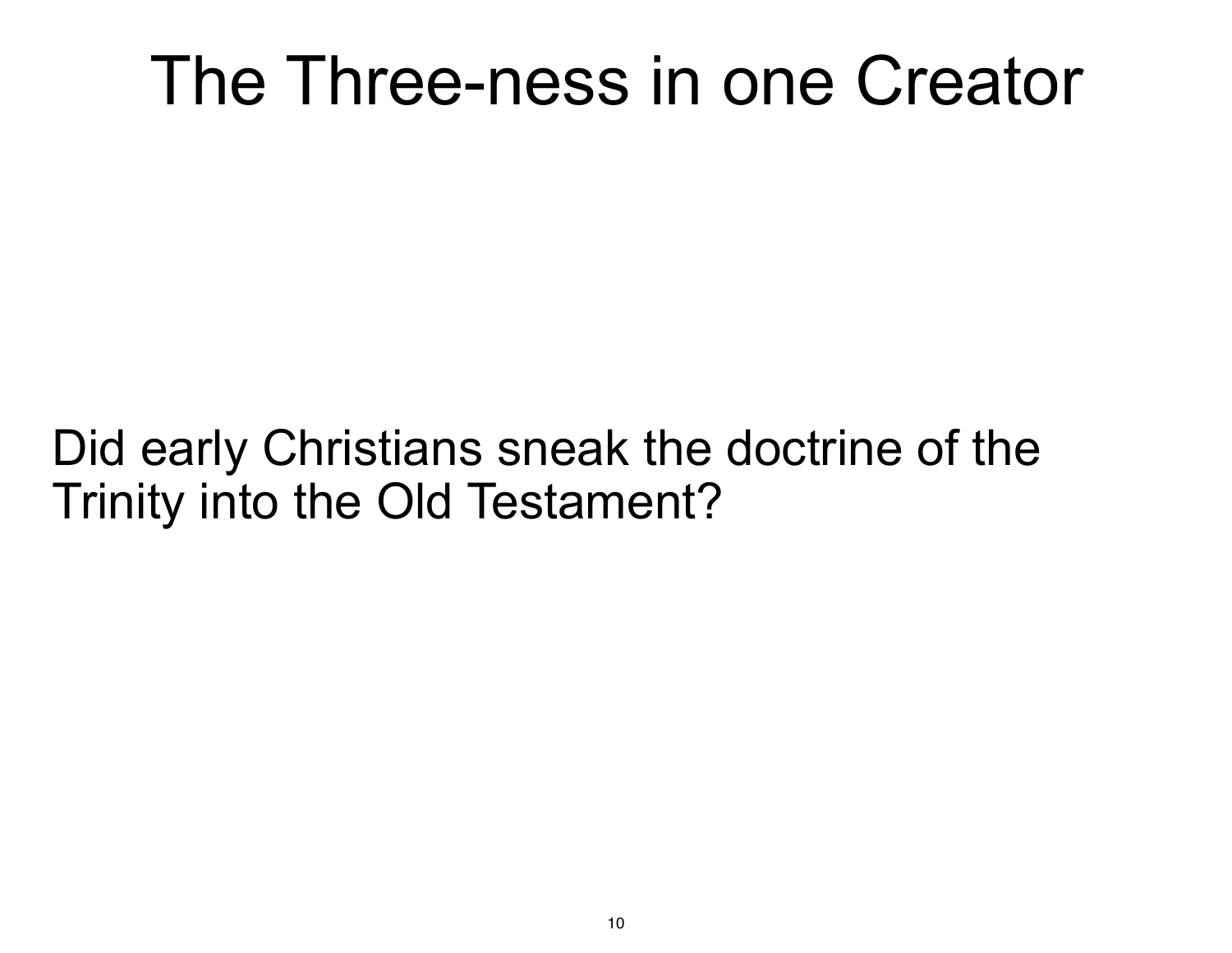# The Three-ness in one Creator

Did early Christians sneak the doctrine of the Trinity into the Old Testament?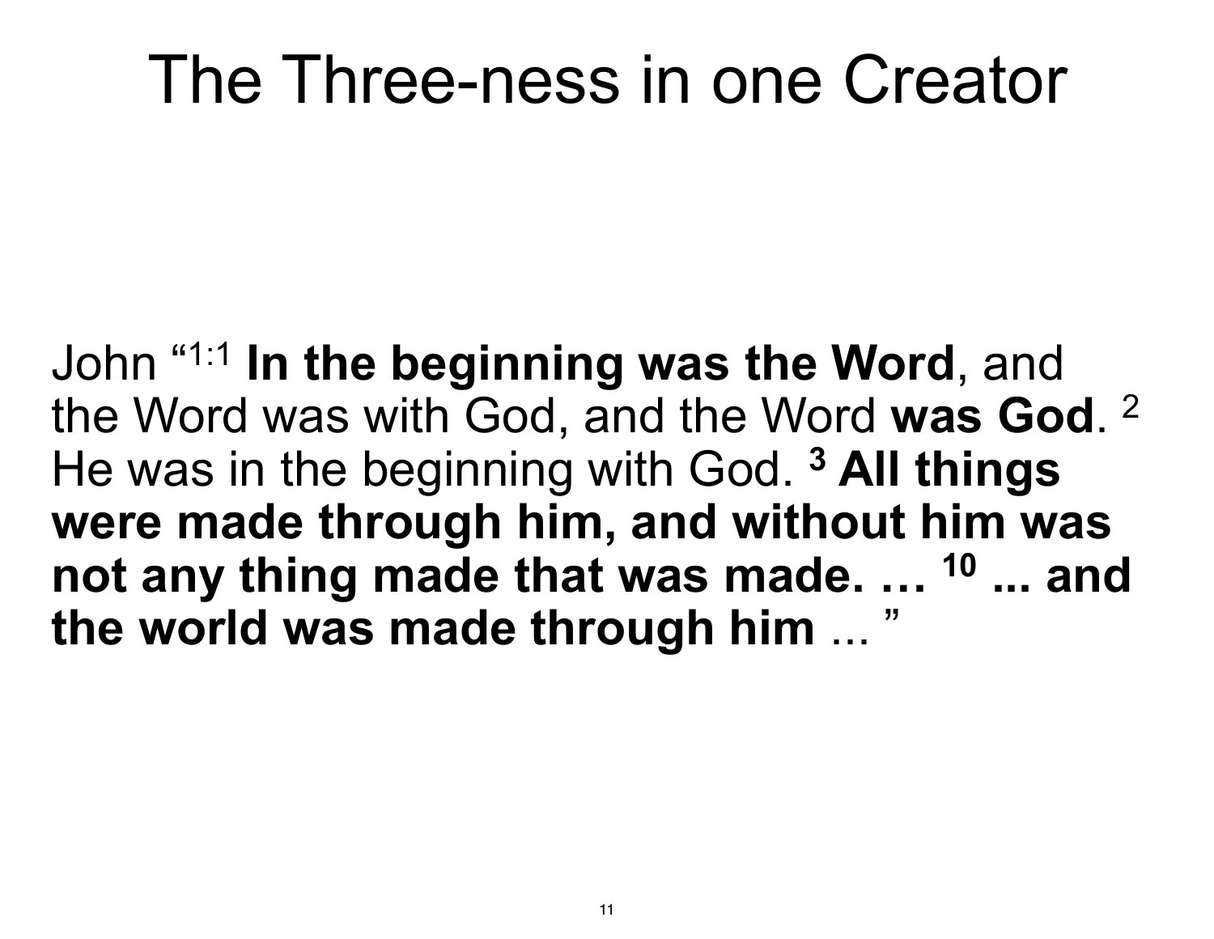# The Three-ness in one Creator

John “1:1 **In the beginning was the Word**, and the Word was with God, and the Word **was God**. 2 He was in the beginning with God. **3 All things were made through him, and without him was not any thing made that was made. … 10 ... and the world was made through him** ... ”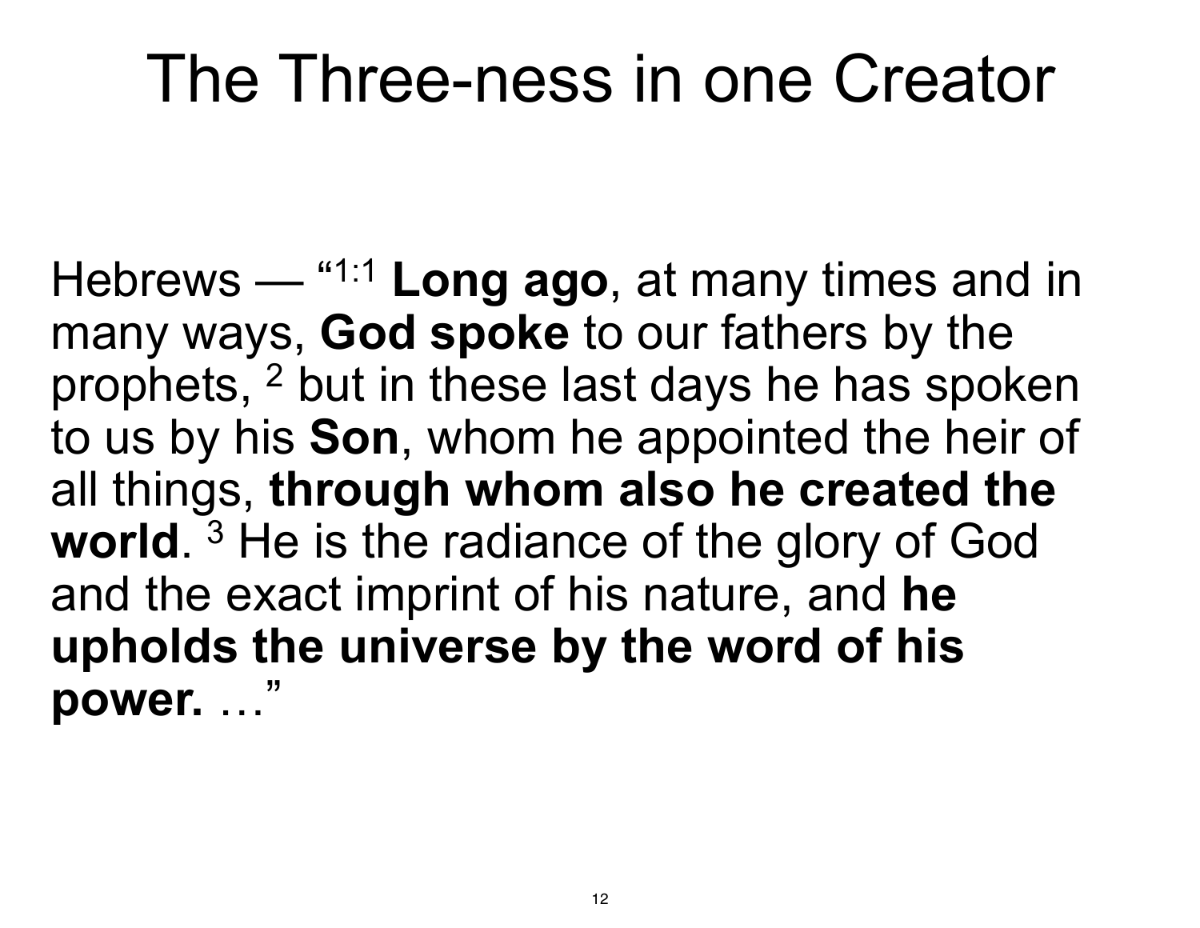# The Three-ness in one Creator

Hebrews — "1:1 **Long ago**, at many times and in many ways**, God spoke** to our fathers by the prophets, 2 but in these last days he has spoken to us by his **Son**, whom he appointed the heir of all things, **through whom also he created the world**. 3 He is the radiance of the glory of God and the exact imprint of his nature, and **he upholds the universe by the word of his power.** …"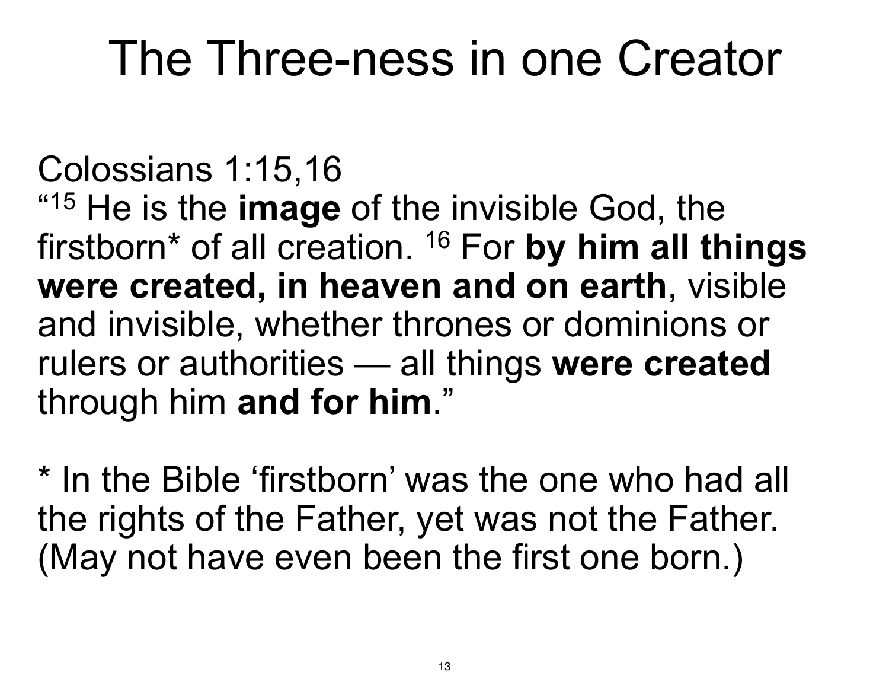# The Three-ness in one Creator

Colossians 1:15,16

"[15] He is the **image** of the invisible God, the firstborn* of all creation. [16] For **by him all things were created, in heaven and on earth**, visible and invisible, whether thrones or dominions or rulers or authorities — all things **were created** through him **and for him**."

* In the Bible 'firstborn' was the one who had all the rights of the Father, yet was not the Father. (May not have even been the first one born.)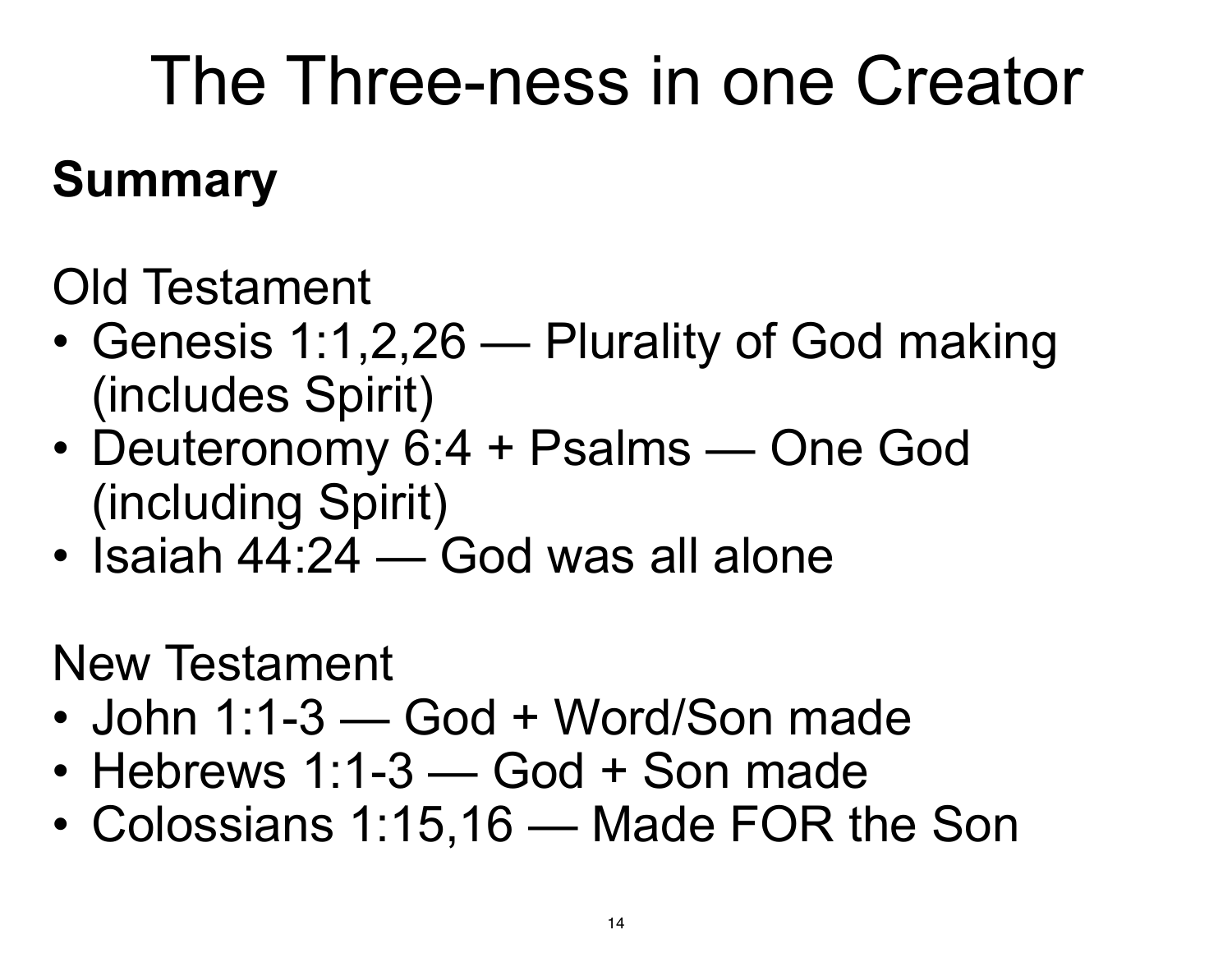# The Three-ness in one Creator

**Summary**

Old Testament

- Genesis 1:1,2,26 — Plurality of God making (includes Spirit)
- Deuteronomy 6:4 + Psalms — One God (including Spirit)
- Isaiah 44:24 — God was all alone

New Testament

- John 1:1-3 — God + Word/Son made
- Hebrews 1:1-3 — God + Son made
- Colossians 1:15,16 — Made FOR the Son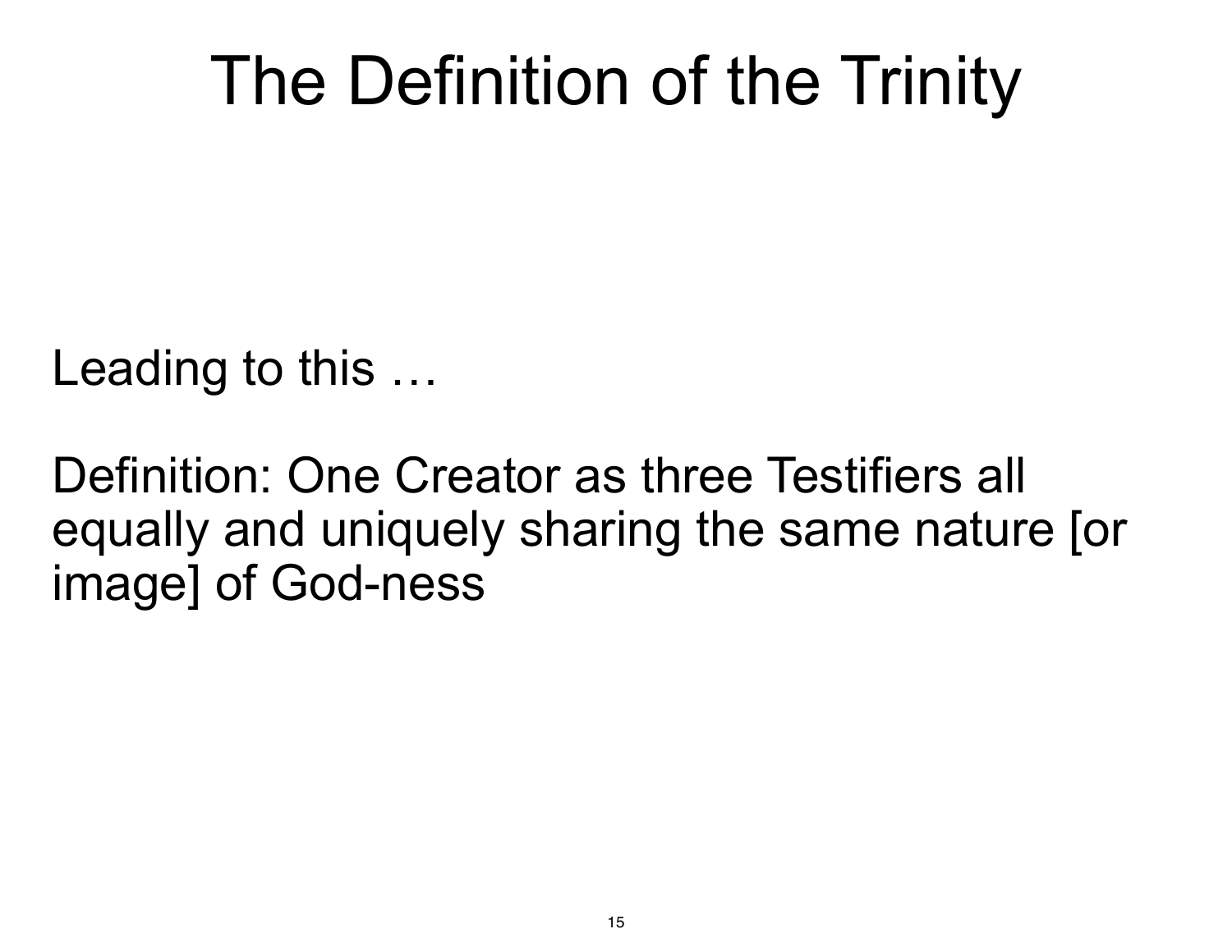# The Definition of the Trinity

Leading to this …

Definition: One Creator as three Testifiers all equally and uniquely sharing the same nature [or image] of God-ness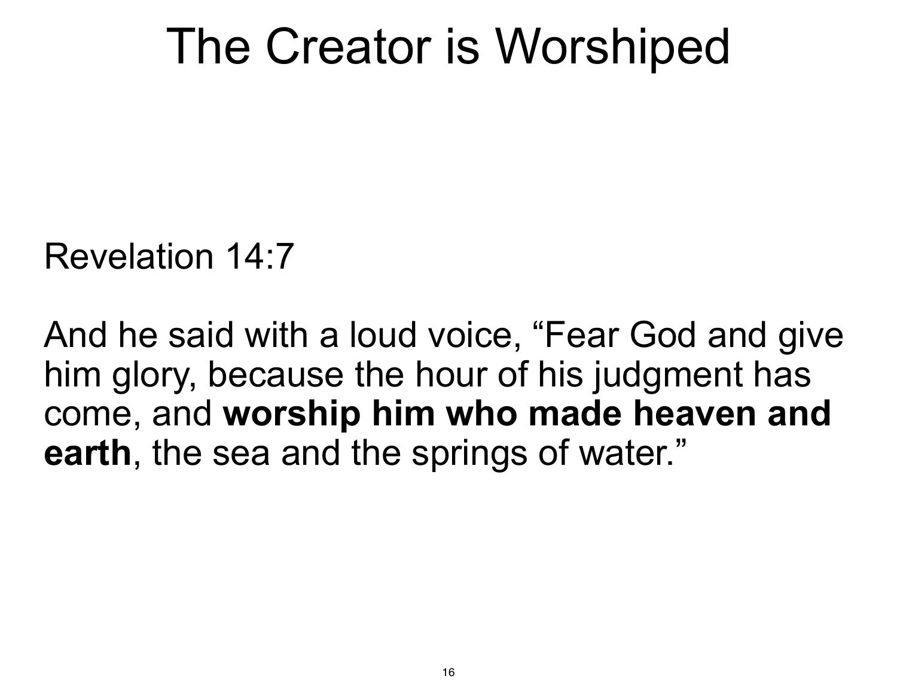# The Creator is Worshiped

Revelation 14:7

And he said with a loud voice, “Fear God and give him glory, because the hour of his judgment has come, and **worship him who made heaven and earth**, the sea and the springs of water.”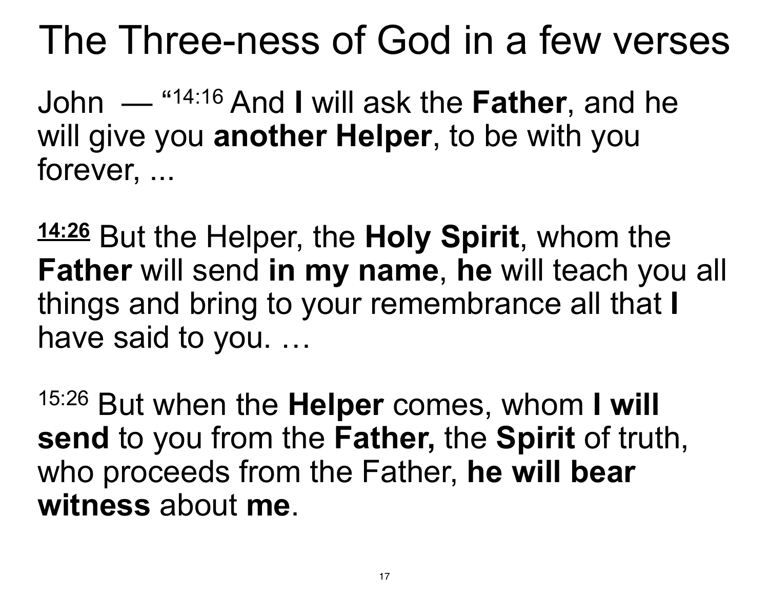# The Three-ness of God in a few verses

John — "14:16 And **I** will ask the **Father**, and he will give you **another Helper**, to be with you forever, ...

**14:26** But the Helper, the **Holy Spirit**, whom the **Father** will send **in my name**, **he** will teach you all things and bring to your remembrance all that **I** have said to you. …

15:26 But when the **Helper** comes, whom **I will send** to you from the **Father,** the **Spirit** of truth, who proceeds from the Father, **he will bear witness** about **me**.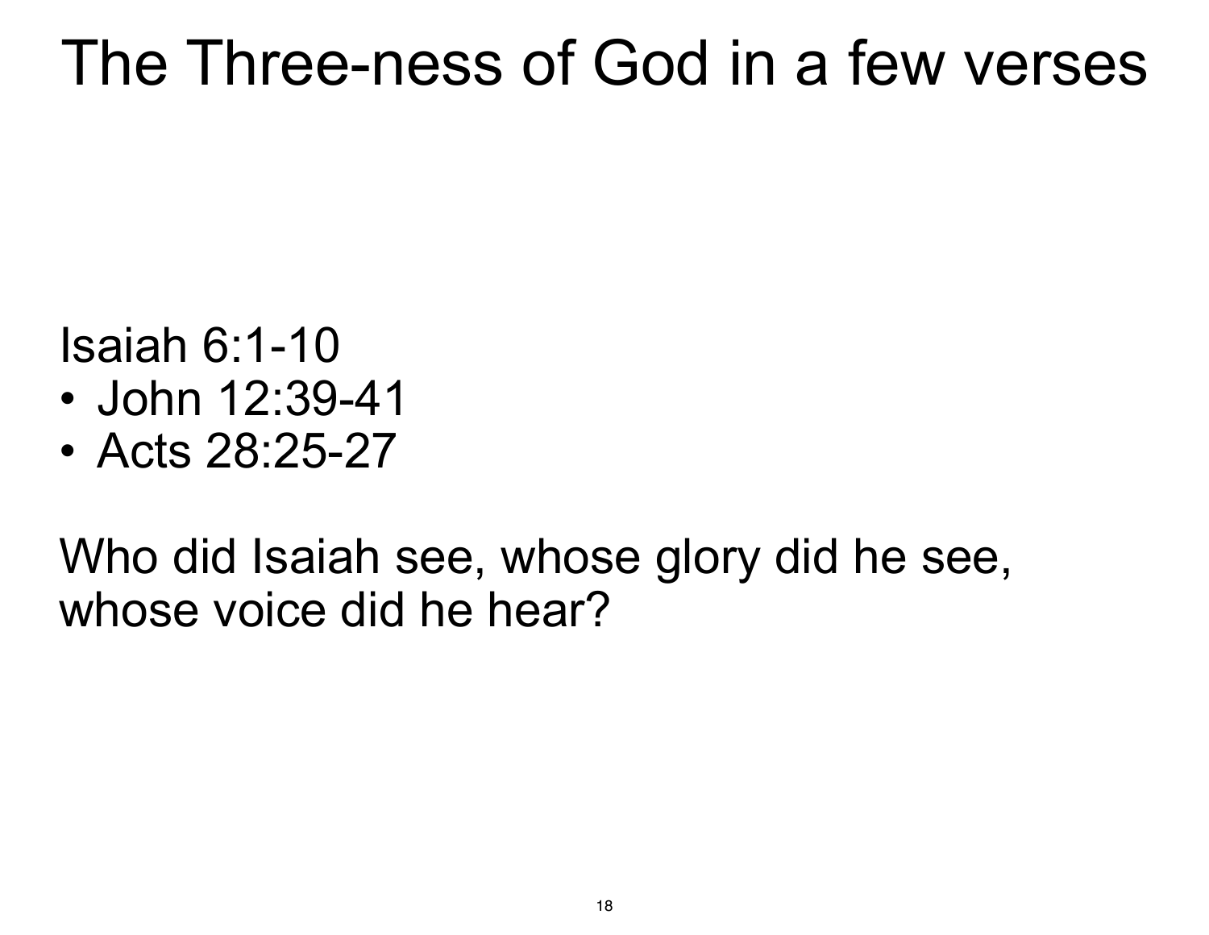# The Three-ness of God in a few verses

Isaiah 6:1-10

- John 12:39-41
- Acts 28:25-27

Who did Isaiah see, whose glory did he see, whose voice did he hear?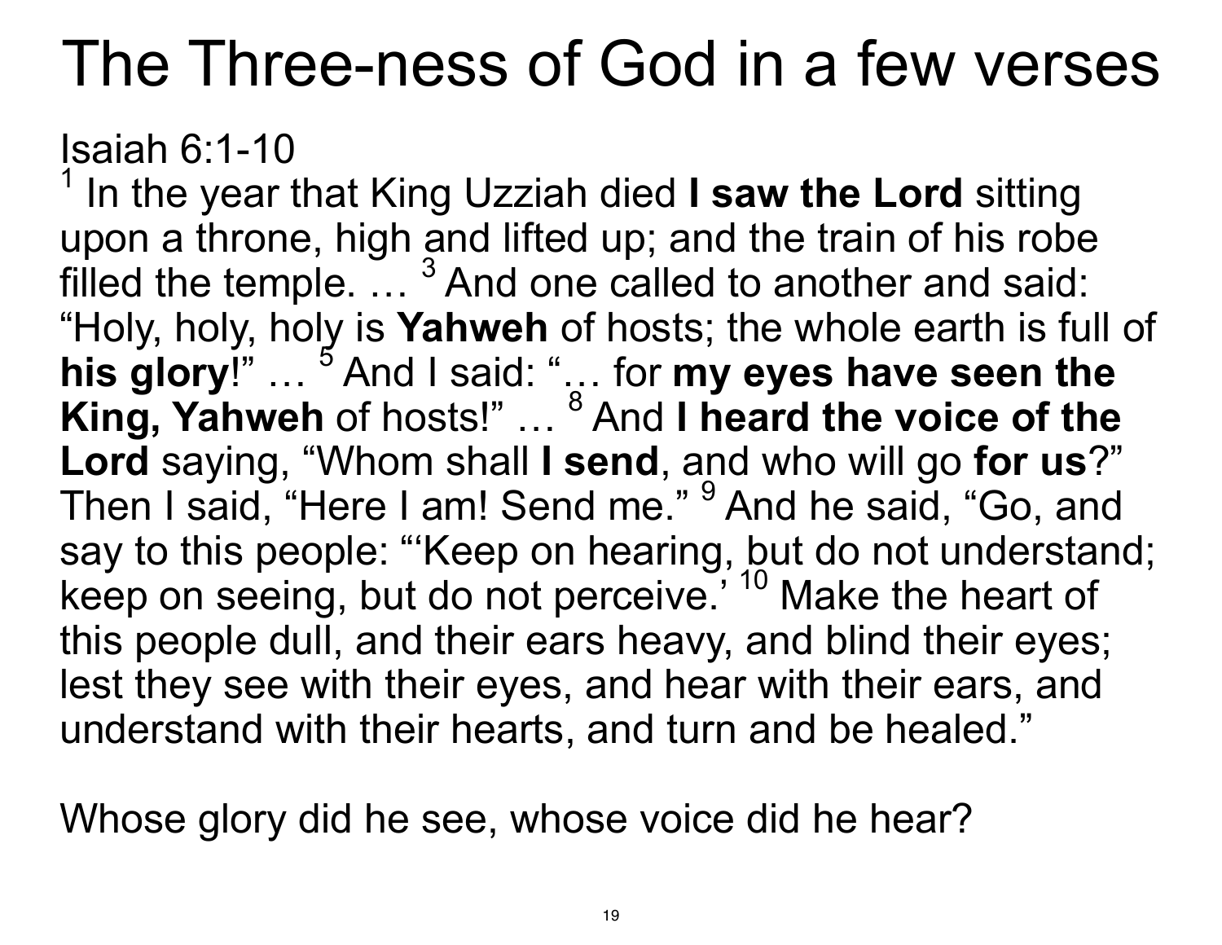# The Three-ness of God in a few verses

Isaiah 6:1-10

[1] In the year that King Uzziah died **I saw the Lord** sitting upon a throne, high and lifted up; and the train of his robe filled the temple. … [3] And one called to another and said: "Holy, holy, holy is **Yahweh** of hosts; the whole earth is full of **his glory**!" … [5] And I said: "… for **my eyes have seen the King, Yahweh** of hosts!" … [8] And **I heard the voice of the Lord** saying, "Whom shall **I send**, and who will go **for us**?" Then I said, "Here I am! Send me." [9] And he said, "Go, and say to this people: "'Keep on hearing, but do not understand; keep on seeing, but do not perceive.' [10] Make the heart of this people dull, and their ears heavy, and blind their eyes; lest they see with their eyes, and hear with their ears, and understand with their hearts, and turn and be healed."

Whose glory did he see, whose voice did he hear?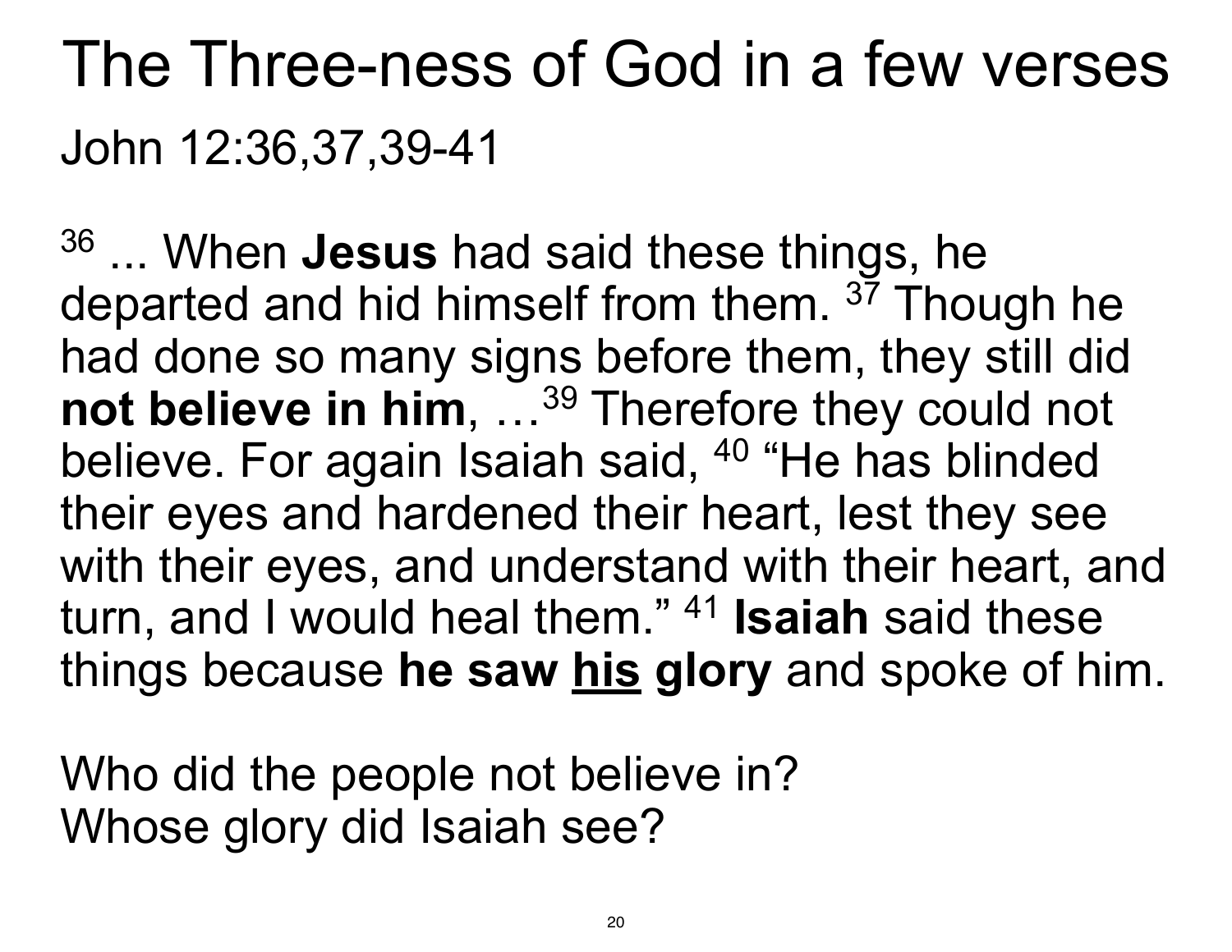# The Three-ness of God in a few verses

John 12:36,37,39-41

[36] ... When **Jesus** had said these things, he departed and hid himself from them. [37] Though he had done so many signs before them, they still did **not believe in him**, …[39] Therefore they could not believe. For again Isaiah said, [40] “He has blinded their eyes and hardened their heart, lest they see with their eyes, and understand with their heart, and turn, and I would heal them.” [41] **Isaiah** said these things because **he saw <u>his</u> glory** and spoke of him.

Who did the people not believe in?
Whose glory did Isaiah see?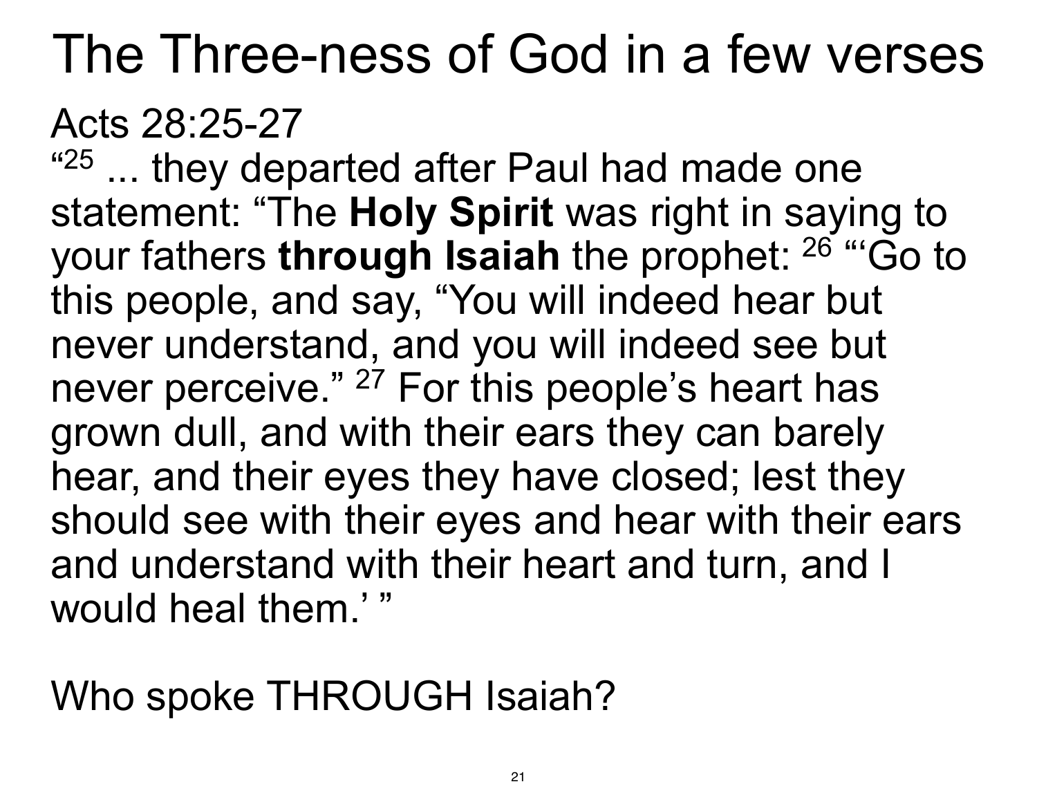# The Three-ness of God in a few verses

Acts 28:25-27

"[25] ... they departed after Paul had made one statement: "The **Holy Spirit** was right in saying to your fathers **through Isaiah** the prophet: [26] "'Go to this people, and say, "You will indeed hear but never understand, and you will indeed see but never perceive." [27] For this people's heart has grown dull, and with their ears they can barely hear, and their eyes they have closed; lest they should see with their eyes and hear with their ears and understand with their heart and turn, and I would heal them.' "

Who spoke THROUGH Isaiah?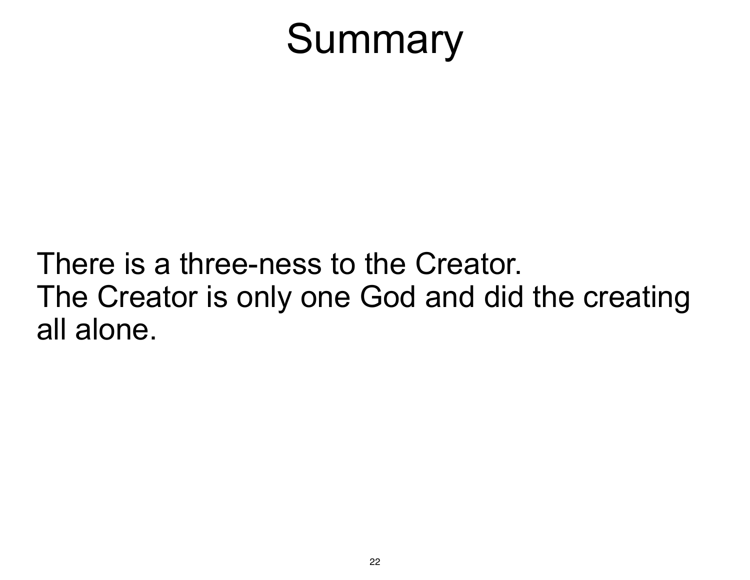# Summary

There is a three-ness to the Creator.
The Creator is only one God and did the creating all alone.